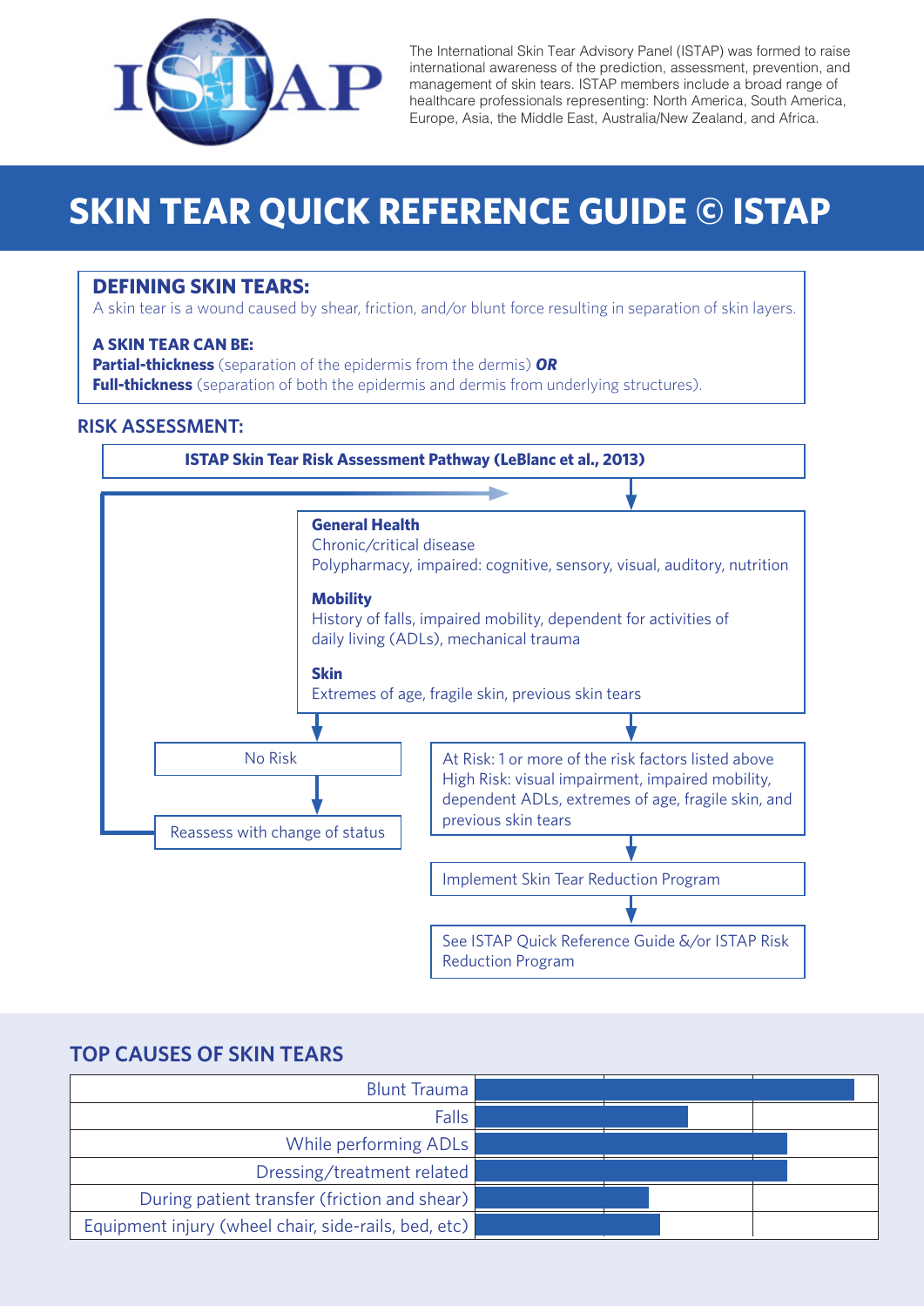# ISTAP

The International Skin Tear Advisory Panel (ISTAP) was formed to raise international awareness of the prediction, assessment, prevention, and management of skin tears. ISTAP members include a broad range of healthcare professionals representing: North America, South America, Europe, Asia, the Middle East, Australia/New Zealand, and Africa.

# SKIN TEAR QUICK REFERENCE GUIDE © ISTAP

## DEFINING SKIN TEARS:

A skin tear is a wound caused by shear, friction, and/or blunt force resulting in separation of skin layers.

**A SKIN TEAR CAN BE:**

**Partial-thickness** (separation of the epidermis from the dermis) ***OR***

**Full-thickness** (separation of both the epidermis and dermis from underlying structures).

## RISK ASSESSMENT:

**ISTAP Skin Tear Risk Assessment Pathway (LeBlanc et al., 2013)**

**General Health**
Chronic/critical disease
Polypharmacy, impaired: cognitive, sensory, visual, auditory, nutrition

**Mobility**
History of falls, impaired mobility, dependent for activities of daily living (ADLs), mechanical trauma

**Skin**
Extremes of age, fragile skin, previous skin tears

- No Risk → Reassess with change of status
- At Risk: 1 or more of the risk factors listed above
  High Risk: visual impairment, impaired mobility, dependent ADLs, extremes of age, fragile skin, and previous skin tears
  → Implement Skin Tear Reduction Program
  → See ISTAP Quick Reference Guide &/or ISTAP Risk Reduction Program

## TOP CAUSES OF SKIN TEARS

- Blunt Trauma
- Falls
- While performing ADLs
- Dressing/treatment related
- During patient transfer (friction and shear)
- Equipment injury (wheel chair, side-rails, bed, etc)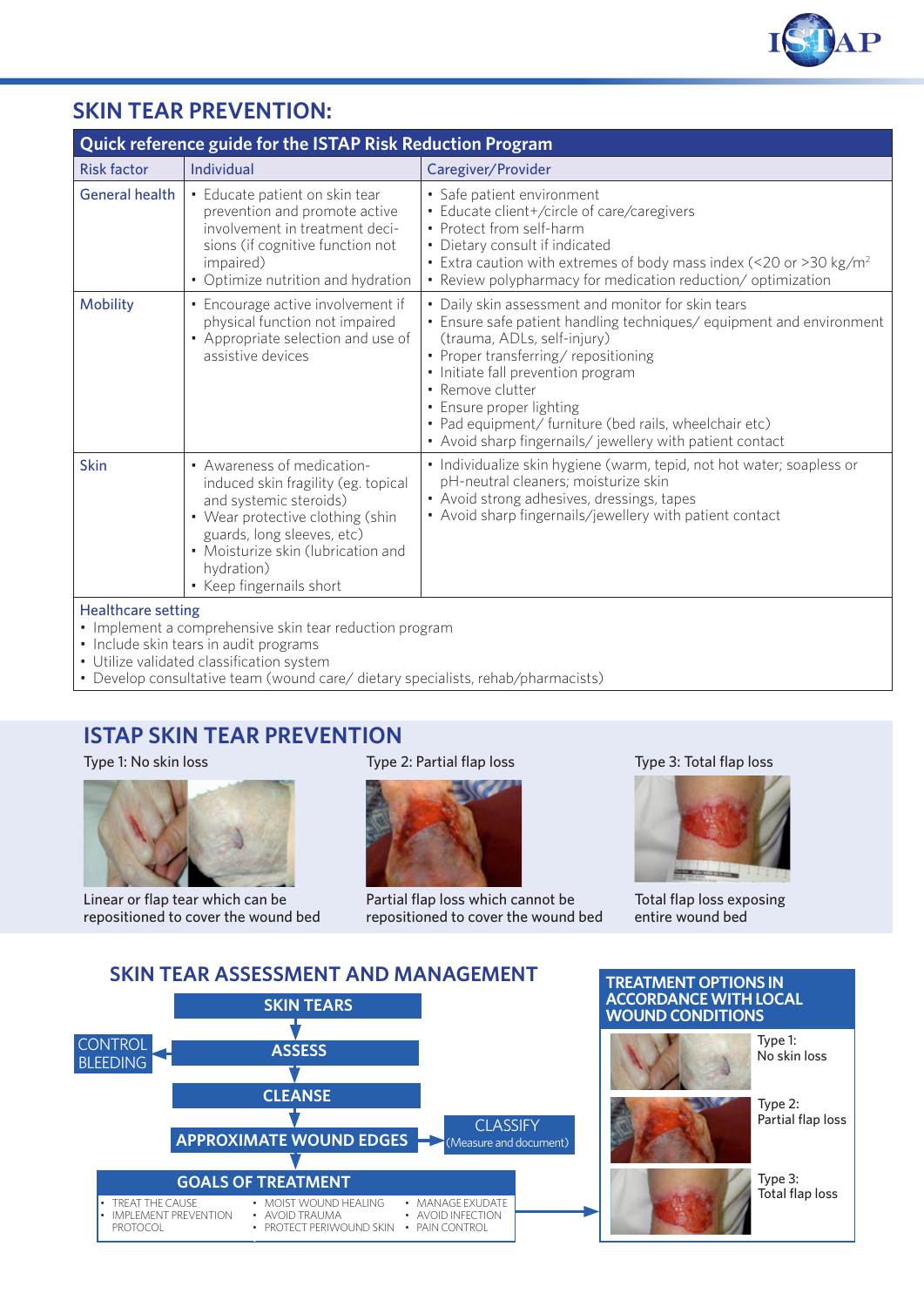## SKIN TEAR PREVENTION:

| Quick reference guide for the ISTAP Risk Reduction Program | | |
|---|---|---|
| Risk factor | Individual | Caregiver/Provider |
| General health | • Educate patient on skin tear prevention and promote active involvement in treatment decisions (if cognitive function not impaired)<br>• Optimize nutrition and hydration | • Safe patient environment<br>• Educate client+/circle of care/caregivers<br>• Protect from self-harm<br>• Dietary consult if indicated<br>• Extra caution with extremes of body mass index (<20 or >30 kg/m$^2$<br>• Review polypharmacy for medication reduction/ optimization |
| Mobility | • Encourage active involvement if physical function not impaired<br>• Appropriate selection and use of assistive devices | • Daily skin assessment and monitor for skin tears<br>• Ensure safe patient handling techniques/ equipment and environment (trauma, ADLs, self-injury)<br>• Proper transferring/ repositioning<br>• Initiate fall prevention program<br>• Remove clutter<br>• Ensure proper lighting<br>• Pad equipment/ furniture (bed rails, wheelchair etc)<br>• Avoid sharp fingernails/ jewellery with patient contact |
| Skin | • Awareness of medication-induced skin fragility (eg. topical and systemic steroids)<br>• Wear protective clothing (shin guards, long sleeves, etc)<br>• Moisturize skin (lubrication and hydration)<br>• Keep fingernails short | • Individualize skin hygiene (warm, tepid, not hot water; soapless or pH-neutral cleaners; moisturize skin<br>• Avoid strong adhesives, dressings, tapes<br>• Avoid sharp fingernails/jewellery with patient contact |

**Healthcare setting**

- Implement a comprehensive skin tear reduction program
- Include skin tears in audit programs
- Utilize validated classification system
- Develop consultative team (wound care/ dietary specialists, rehab/pharmacists)

## ISTAP SKIN TEAR PREVENTION

**Type 1: No skin loss**

Linear or flap tear which can be repositioned to cover the wound bed

**Type 2: Partial flap loss**

Partial flap loss which cannot be repositioned to cover the wound bed

**Type 3: Total flap loss**

Total flap loss exposing entire wound bed

## SKIN TEAR ASSESSMENT AND MANAGEMENT

SKIN TEARS

ASSESS → CONTROL BLEEDING

CLEANSE

APPROXIMATE WOUND EDGES → CLASSIFY (Measure and document)

GOALS OF TREATMENT

- TREAT THE CAUSE
- IMPLEMENT PREVENTION PROTOCOL
- MOIST WOUND HEALING
- AVOID TRAUMA
- PROTECT PERIWOUND SKIN
- MANAGE EXUDATE
- AVOID INFECTION
- PAIN CONTROL

### TREATMENT OPTIONS IN ACCORDANCE WITH LOCAL WOUND CONDITIONS

Type 1: No skin loss

Type 2: Partial flap loss

Type 3: Total flap loss